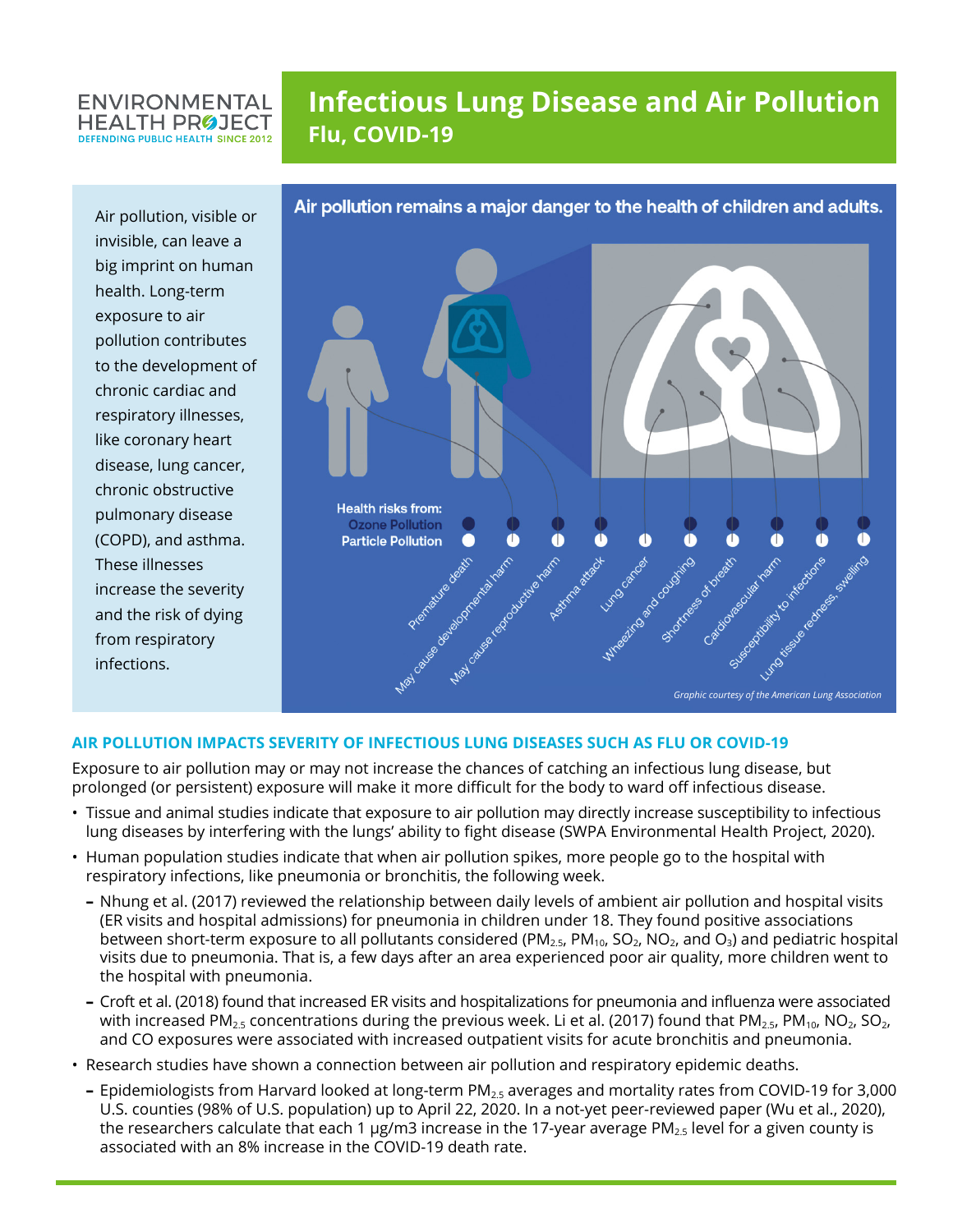ENVIRONMENTAL HEALTH PROJECT
DEFENDING PUBLIC HEALTH SINCE 2012

# Infectious Lung Disease and Air Pollution

## Flu, COVID-19

Air pollution, visible or invisible, can leave a big imprint on human health. Long-term exposure to air pollution contributes to the development of chronic cardiac and respiratory illnesses, like coronary heart disease, lung cancer, chronic obstructive pulmonary disease (COPD), and asthma. These illnesses increase the severity and the risk of dying from respiratory infections.

**Air pollution remains a major danger to the health of children and adults.**

Health risks from:
Ozone Pollution
Particle Pollution

Premature death; May cause developmental harm; May cause reproductive harm; Asthma attack; Lung cancer; Wheezing and coughing; Shortness of breath; Cardiovascular harm; Susceptibility to infections; Lung tissue redness, swelling

*Graphic courtesy of the American Lung Association*

### AIR POLLUTION IMPACTS SEVERITY OF INFECTIOUS LUNG DISEASES SUCH AS FLU OR COVID-19

Exposure to air pollution may or may not increase the chances of catching an infectious lung disease, but prolonged (or persistent) exposure will make it more difficult for the body to ward off infectious disease.

- Tissue and animal studies indicate that exposure to air pollution may directly increase susceptibility to infectious lung diseases by interfering with the lungs' ability to fight disease (SWPA Environmental Health Project, 2020).
- Human population studies indicate that when air pollution spikes, more people go to the hospital with respiratory infections, like pneumonia or bronchitis, the following week.
  - Nhung et al. (2017) reviewed the relationship between daily levels of ambient air pollution and hospital visits (ER visits and hospital admissions) for pneumonia in children under 18. They found positive associations between short-term exposure to all pollutants considered ($PM_{2.5}$, $PM_{10}$, $SO_2$, $NO_2$, and $O_3$) and pediatric hospital visits due to pneumonia. That is, a few days after an area experienced poor air quality, more children went to the hospital with pneumonia.
  - Croft et al. (2018) found that increased ER visits and hospitalizations for pneumonia and influenza were associated with increased $PM_{2.5}$ concentrations during the previous week. Li et al. (2017) found that $PM_{2.5}$, $PM_{10}$, $NO_2$, $SO_2$, and CO exposures were associated with increased outpatient visits for acute bronchitis and pneumonia.
- Research studies have shown a connection between air pollution and respiratory epidemic deaths.
  - Epidemiologists from Harvard looked at long-term $PM_{2.5}$ averages and mortality rates from COVID-19 for 3,000 U.S. counties (98% of U.S. population) up to April 22, 2020. In a not-yet peer-reviewed paper (Wu et al., 2020), the researchers calculate that each 1 μg/m3 increase in the 17-year average $PM_{2.5}$ level for a given county is associated with an 8% increase in the COVID-19 death rate.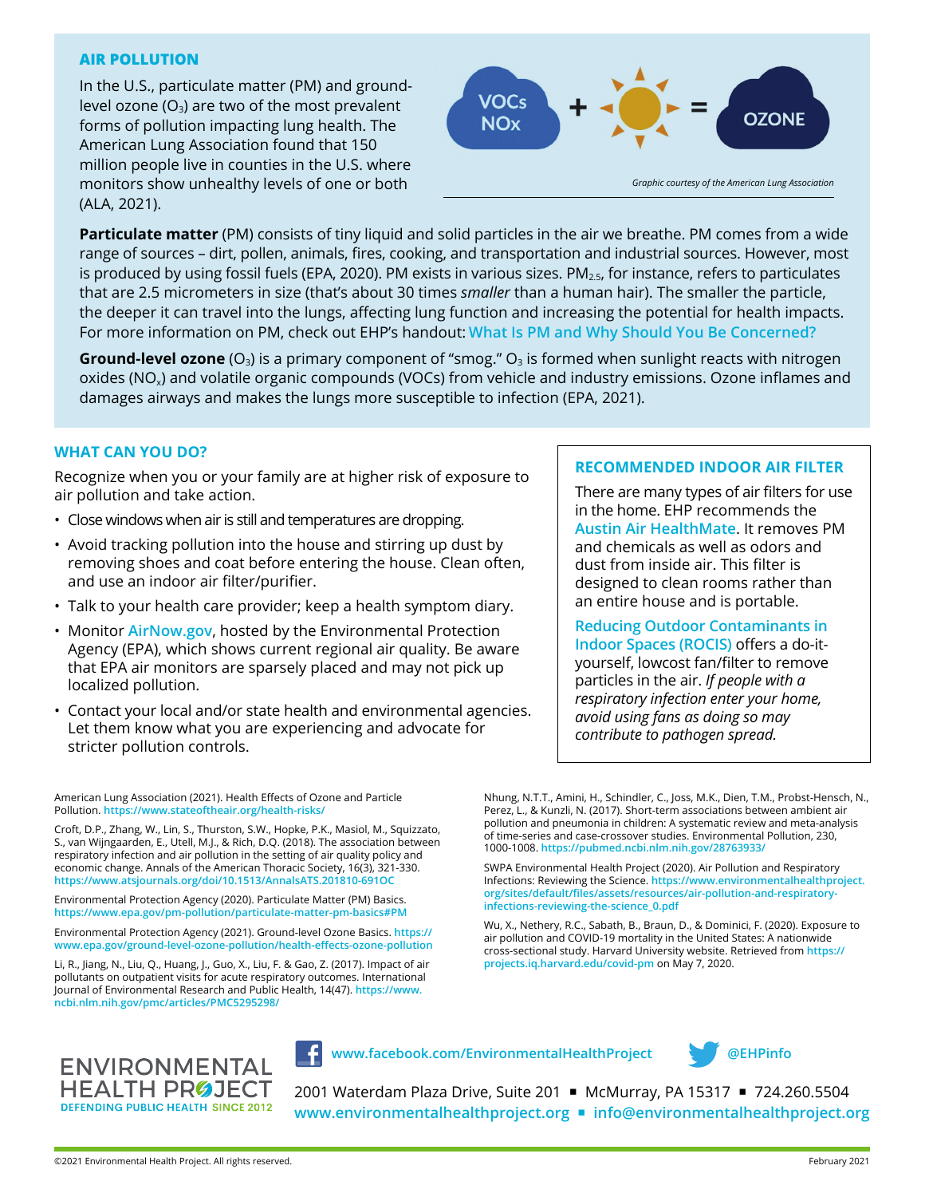## AIR POLLUTION

In the U.S., particulate matter (PM) and ground-level ozone ($O_3$) are two of the most prevalent forms of pollution impacting lung health. The American Lung Association found that 150 million people live in counties in the U.S. where monitors show unhealthy levels of one or both (ALA, 2021).

VOCs NOx + = OZONE

*Graphic courtesy of the American Lung Association*

**Particulate matter** (PM) consists of tiny liquid and solid particles in the air we breathe. PM comes from a wide range of sources – dirt, pollen, animals, fires, cooking, and transportation and industrial sources. However, most is produced by using fossil fuels (EPA, 2020). PM exists in various sizes. $PM_{2.5}$, for instance, refers to particulates that are 2.5 micrometers in size (that's about 30 times *smaller* than a human hair). The smaller the particle, the deeper it can travel into the lungs, affecting lung function and increasing the potential for health impacts. For more information on PM, check out EHP's handout: What Is PM and Why Should You Be Concerned?

**Ground-level ozone** ($O_3$) is a primary component of "smog." $O_3$ is formed when sunlight reacts with nitrogen oxides ($NO_x$) and volatile organic compounds (VOCs) from vehicle and industry emissions. Ozone inflames and damages airways and makes the lungs more susceptible to infection (EPA, 2021).

## WHAT CAN YOU DO?

Recognize when you or your family are at higher risk of exposure to air pollution and take action.

- Close windows when air is still and temperatures are dropping.
- Avoid tracking pollution into the house and stirring up dust by removing shoes and coat before entering the house. Clean often, and use an indoor air filter/purifier.
- Talk to your health care provider; keep a health symptom diary.
- Monitor AirNow.gov, hosted by the Environmental Protection Agency (EPA), which shows current regional air quality. Be aware that EPA air monitors are sparsely placed and may not pick up localized pollution.
- Contact your local and/or state health and environmental agencies. Let them know what you are experiencing and advocate for stricter pollution controls.

## RECOMMENDED INDOOR AIR FILTER

There are many types of air filters for use in the home. EHP recommends the Austin Air HealthMate. It removes PM and chemicals as well as odors and dust from inside air. This filter is designed to clean rooms rather than an entire house and is portable.

Reducing Outdoor Contaminants in Indoor Spaces (ROCIS) offers a do-it-yourself, lowcost fan/filter to remove particles in the air. *If people with a respiratory infection enter your home, avoid using fans as doing so may contribute to pathogen spread.*

American Lung Association (2021). Health Effects of Ozone and Particle Pollution. https://www.stateoftheair.org/health-risks/

Croft, D.P., Zhang, W., Lin, S., Thurston, S.W., Hopke, P.K., Masiol, M., Squizzato, S., van Wijngaarden, E., Utell, M.J., & Rich, D.Q. (2018). The association between respiratory infection and air pollution in the setting of air quality policy and economic change. Annals of the American Thoracic Society, 16(3), 321-330. https://www.atsjournals.org/doi/10.1513/AnnalsATS.201810-691OC

Environmental Protection Agency (2020). Particulate Matter (PM) Basics. https://www.epa.gov/pm-pollution/particulate-matter-pm-basics#PM

Environmental Protection Agency (2021). Ground-level Ozone Basics. https://www.epa.gov/ground-level-ozone-pollution/health-effects-ozone-pollution

Li, R., Jiang, N., Liu, Q., Huang, J., Guo, X., Liu, F. & Gao, Z. (2017). Impact of air pollutants on outpatient visits for acute respiratory outcomes. International Journal of Environmental Research and Public Health, 14(47). https://www.ncbi.nlm.nih.gov/pmc/articles/PMC5295298/

Nhung, N.T.T., Amini, H., Schindler, C., Joss, M.K., Dien, T.M., Probst-Hensch, N., Perez, L., & Kunzli, N. (2017). Short-term associations between ambient air pollution and pneumonia in children: A systematic review and meta-analysis of time-series and case-crossover studies. Environmental Pollution, 230, 1000-1008. https://pubmed.ncbi.nlm.nih.gov/28763933/

SWPA Environmental Health Project (2020). Air Pollution and Respiratory Infections: Reviewing the Science. https://www.environmentalhealthproject.org/sites/default/files/assets/resources/air-pollution-and-respiratory-infections-reviewing-the-science_0.pdf

Wu, X., Nethery, R.C., Sabath, B., Braun, D., & Dominici, F. (2020). Exposure to air pollution and COVID-19 mortality in the United States: A nationwide cross-sectional study. Harvard University website. Retrieved from https://projects.iq.harvard.edu/covid-pm on May 7, 2020.

ENVIRONMENTAL HEALTH PROJECT
DEFENDING PUBLIC HEALTH SINCE 2012

www.facebook.com/EnvironmentalHealthProject | @EHPinfo

2001 Waterdam Plaza Drive, Suite 201 ▪ McMurray, PA 15317 ▪ 724.260.5504
www.environmentalhealthproject.org ▪ info@environmentalhealthproject.org

©2021 Environmental Health Project. All rights reserved. February 2021